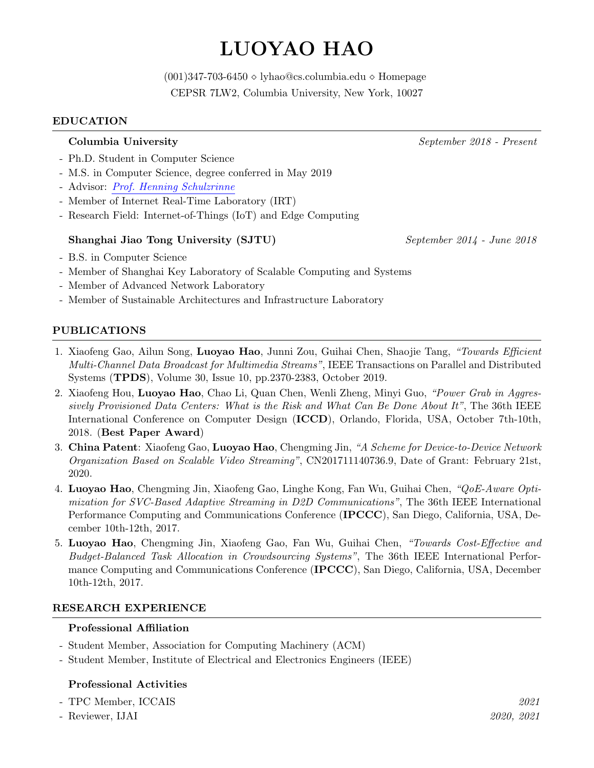# LUOYAO HAO

(001)347-703-6450 ⋄ lyhao@cs.columbia.edu ⋄ Homepage
CEPSR 7LW2, Columbia University, New York, 10027

## EDUCATION

**Columbia University** *September 2018 - Present*

- Ph.D. Student in Computer Science
- M.S. in Computer Science, degree conferred in May 2019
- Advisor: *Prof. Henning Schulzrinne*
- Member of Internet Real-Time Laboratory (IRT)
- Research Field: Internet-of-Things (IoT) and Edge Computing

**Shanghai Jiao Tong University (SJTU)** *September 2014 - June 2018*

- B.S. in Computer Science
- Member of Shanghai Key Laboratory of Scalable Computing and Systems
- Member of Advanced Network Laboratory
- Member of Sustainable Architectures and Infrastructure Laboratory

## PUBLICATIONS

1. Xiaofeng Gao, Ailun Song, **Luoyao Hao**, Junni Zou, Guihai Chen, Shaojie Tang, *"Towards Efficient Multi-Channel Data Broadcast for Multimedia Streams"*, IEEE Transactions on Parallel and Distributed Systems (**TPDS**), Volume 30, Issue 10, pp.2370-2383, October 2019.
2. Xiaofeng Hou, **Luoyao Hao**, Chao Li, Quan Chen, Wenli Zheng, Minyi Guo, *"Power Grab in Aggressively Provisioned Data Centers: What is the Risk and What Can Be Done About It"*, The 36th IEEE International Conference on Computer Design (**ICCD**), Orlando, Florida, USA, October 7th-10th, 2018. (**Best Paper Award**)
3. **China Patent**: Xiaofeng Gao, **Luoyao Hao**, Chengming Jin, *"A Scheme for Device-to-Device Network Organization Based on Scalable Video Streaming"*, CN201711140736.9, Date of Grant: February 21st, 2020.
4. **Luoyao Hao**, Chengming Jin, Xiaofeng Gao, Linghe Kong, Fan Wu, Guihai Chen, *"QoE-Aware Optimization for SVC-Based Adaptive Streaming in D2D Communications"*, The 36th IEEE International Performance Computing and Communications Conference (**IPCCC**), San Diego, California, USA, December 10th-12th, 2017.
5. **Luoyao Hao**, Chengming Jin, Xiaofeng Gao, Fan Wu, Guihai Chen, *"Towards Cost-Effective and Budget-Balanced Task Allocation in Crowdsourcing Systems"*, The 36th IEEE International Performance Computing and Communications Conference (**IPCCC**), San Diego, California, USA, December 10th-12th, 2017.

## RESEARCH EXPERIENCE

**Professional Affiliation**

- Student Member, Association for Computing Machinery (ACM)
- Student Member, Institute of Electrical and Electronics Engineers (IEEE)

**Professional Activities**

- TPC Member, ICCAIS *2021*
- Reviewer, IJAI *2020, 2021*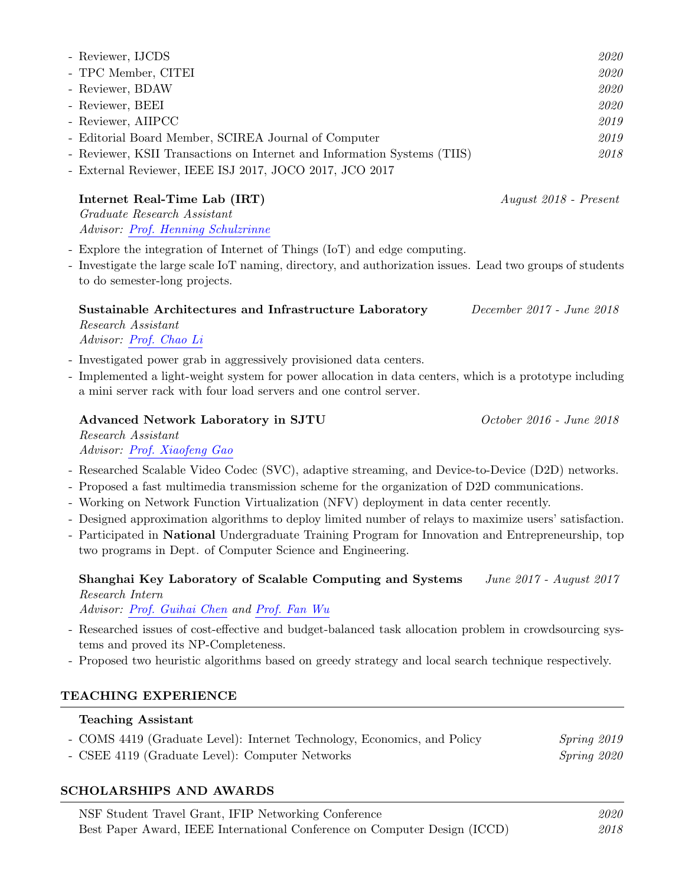- Reviewer, IJCDS *2020*
- TPC Member, CITEI *2020*
- Reviewer, BDAW *2020*
- Reviewer, BEEI *2020*
- Reviewer, AIIPCC *2019*
- Editorial Board Member, SCIREA Journal of Computer *2019*
- Reviewer, KSII Transactions on Internet and Information Systems (TIIS) *2018*
- External Reviewer, IEEE ISJ 2017, JOCO 2017, JCO 2017

**Internet Real-Time Lab (IRT)** *August 2018 - Present*
*Graduate Research Assistant*
*Advisor: Prof. Henning Schulzrinne*

- Explore the integration of Internet of Things (IoT) and edge computing.
- Investigate the large scale IoT naming, directory, and authorization issues. Lead two groups of students to do semester-long projects.

**Sustainable Architectures and Infrastructure Laboratory** *December 2017 - June 2018*
*Research Assistant*
*Advisor: Prof. Chao Li*

- Investigated power grab in aggressively provisioned data centers.
- Implemented a light-weight system for power allocation in data centers, which is a prototype including a mini server rack with four load servers and one control server.

**Advanced Network Laboratory in SJTU** *October 2016 - June 2018*
*Research Assistant*
*Advisor: Prof. Xiaofeng Gao*

- Researched Scalable Video Codec (SVC), adaptive streaming, and Device-to-Device (D2D) networks.
- Proposed a fast multimedia transmission scheme for the organization of D2D communications.
- Working on Network Function Virtualization (NFV) deployment in data center recently.
- Designed approximation algorithms to deploy limited number of relays to maximize users' satisfaction.
- Participated in **National** Undergraduate Training Program for Innovation and Entrepreneurship, top two programs in Dept. of Computer Science and Engineering.

**Shanghai Key Laboratory of Scalable Computing and Systems** *June 2017 - August 2017*
*Research Intern*
*Advisor: Prof. Guihai Chen and Prof. Fan Wu*

- Researched issues of cost-effective and budget-balanced task allocation problem in crowdsourcing systems and proved its NP-Completeness.
- Proposed two heuristic algorithms based on greedy strategy and local search technique respectively.

## TEACHING EXPERIENCE

**Teaching Assistant**

- COMS 4419 (Graduate Level): Internet Technology, Economics, and Policy *Spring 2019*
- CSEE 4119 (Graduate Level): Computer Networks *Spring 2020*

## SCHOLARSHIPS AND AWARDS

NSF Student Travel Grant, IFIP Networking Conference *2020*
Best Paper Award, IEEE International Conference on Computer Design (ICCD) *2018*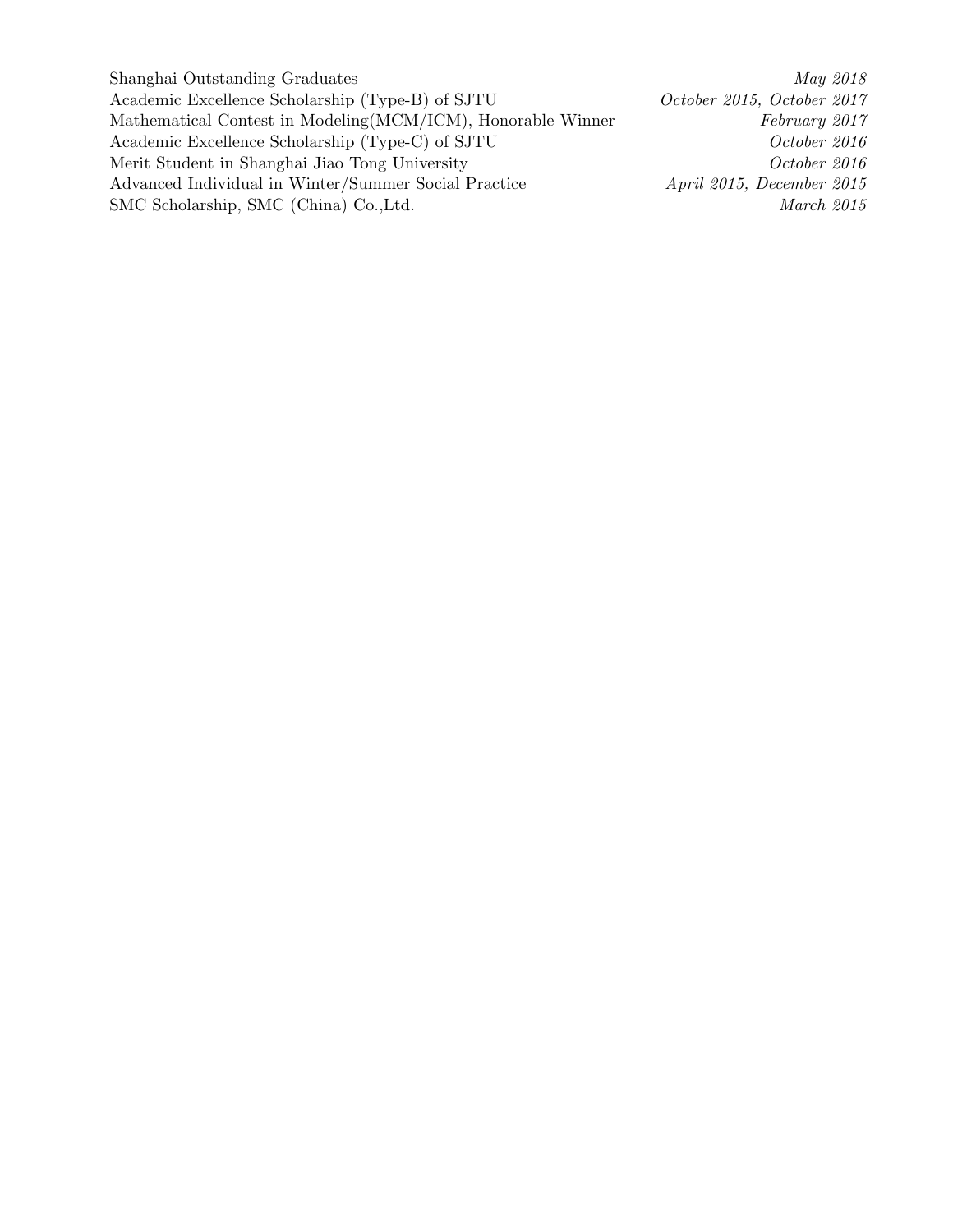| | |
|---|---|
| Shanghai Outstanding Graduates | *May 2018* |
| Academic Excellence Scholarship (Type-B) of SJTU | *October 2015, October 2017* |
| Mathematical Contest in Modeling(MCM/ICM), Honorable Winner | *February 2017* |
| Academic Excellence Scholarship (Type-C) of SJTU | *October 2016* |
| Merit Student in Shanghai Jiao Tong University | *October 2016* |
| Advanced Individual in Winter/Summer Social Practice | *April 2015, December 2015* |
| SMC Scholarship, SMC (China) Co.,Ltd. | *March 2015* |